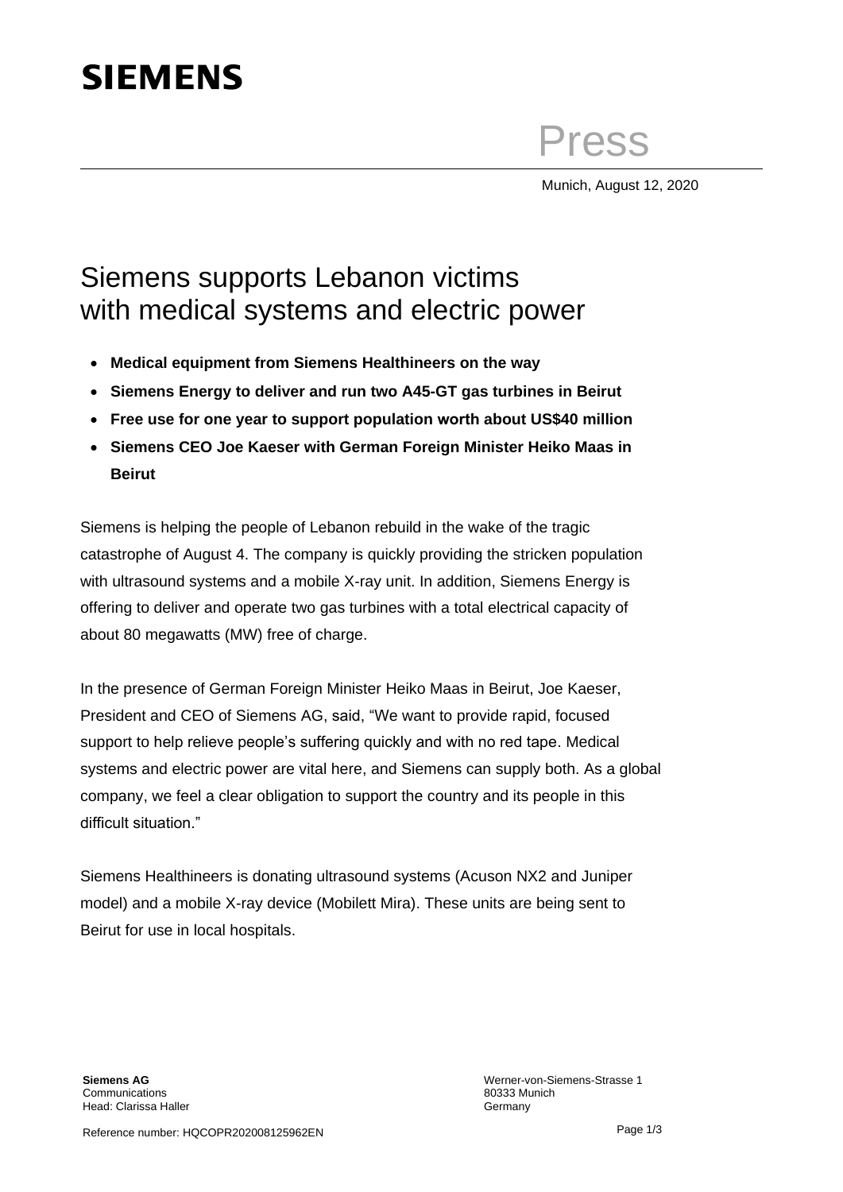**SIEMENS**

Press

Munich, August 12, 2020

# Siemens supports Lebanon victims with medical systems and electric power

- **Medical equipment from Siemens Healthineers on the way**
- **Siemens Energy to deliver and run two A45-GT gas turbines in Beirut**
- **Free use for one year to support population worth about US$40 million**
- **Siemens CEO Joe Kaeser with German Foreign Minister Heiko Maas in Beirut**

Siemens is helping the people of Lebanon rebuild in the wake of the tragic catastrophe of August 4. The company is quickly providing the stricken population with ultrasound systems and a mobile X-ray unit. In addition, Siemens Energy is offering to deliver and operate two gas turbines with a total electrical capacity of about 80 megawatts (MW) free of charge.

In the presence of German Foreign Minister Heiko Maas in Beirut, Joe Kaeser, President and CEO of Siemens AG, said, "We want to provide rapid, focused support to help relieve people's suffering quickly and with no red tape. Medical systems and electric power are vital here, and Siemens can supply both. As a global company, we feel a clear obligation to support the country and its people in this difficult situation."

Siemens Healthineers is donating ultrasound systems (Acuson NX2 and Juniper model) and a mobile X-ray device (Mobilett Mira). These units are being sent to Beirut for use in local hospitals.

**Siemens AG**
Communications
Head: Clarissa Haller

Werner-von-Siemens-Strasse 1
80333 Munich
Germany

Reference number: HQCOPR202008125962EN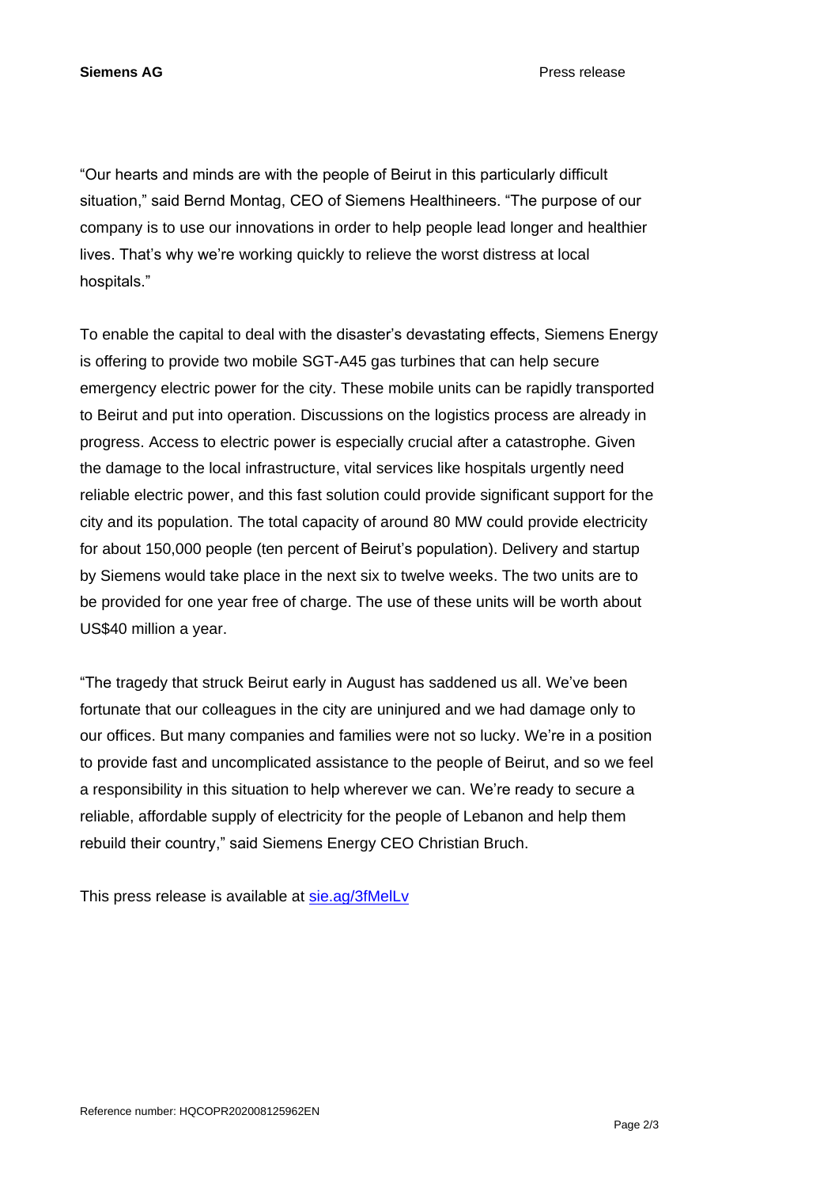"Our hearts and minds are with the people of Beirut in this particularly difficult situation," said Bernd Montag, CEO of Siemens Healthineers. "The purpose of our company is to use our innovations in order to help people lead longer and healthier lives. That's why we're working quickly to relieve the worst distress at local hospitals."

To enable the capital to deal with the disaster's devastating effects, Siemens Energy is offering to provide two mobile SGT-A45 gas turbines that can help secure emergency electric power for the city. These mobile units can be rapidly transported to Beirut and put into operation. Discussions on the logistics process are already in progress. Access to electric power is especially crucial after a catastrophe. Given the damage to the local infrastructure, vital services like hospitals urgently need reliable electric power, and this fast solution could provide significant support for the city and its population. The total capacity of around 80 MW could provide electricity for about 150,000 people (ten percent of Beirut's population). Delivery and startup by Siemens would take place in the next six to twelve weeks. The two units are to be provided for one year free of charge. The use of these units will be worth about US$40 million a year.

"The tragedy that struck Beirut early in August has saddened us all. We've been fortunate that our colleagues in the city are uninjured and we had damage only to our offices. But many companies and families were not so lucky. We're in a position to provide fast and uncomplicated assistance to the people of Beirut, and so we feel a responsibility in this situation to help wherever we can. We're ready to secure a reliable, affordable supply of electricity for the people of Lebanon and help them rebuild their country," said Siemens Energy CEO Christian Bruch.

This press release is available at [sie.ag/3fMelLv](sie.ag/3fMelLv)

Reference number: HQCOPR202008125962EN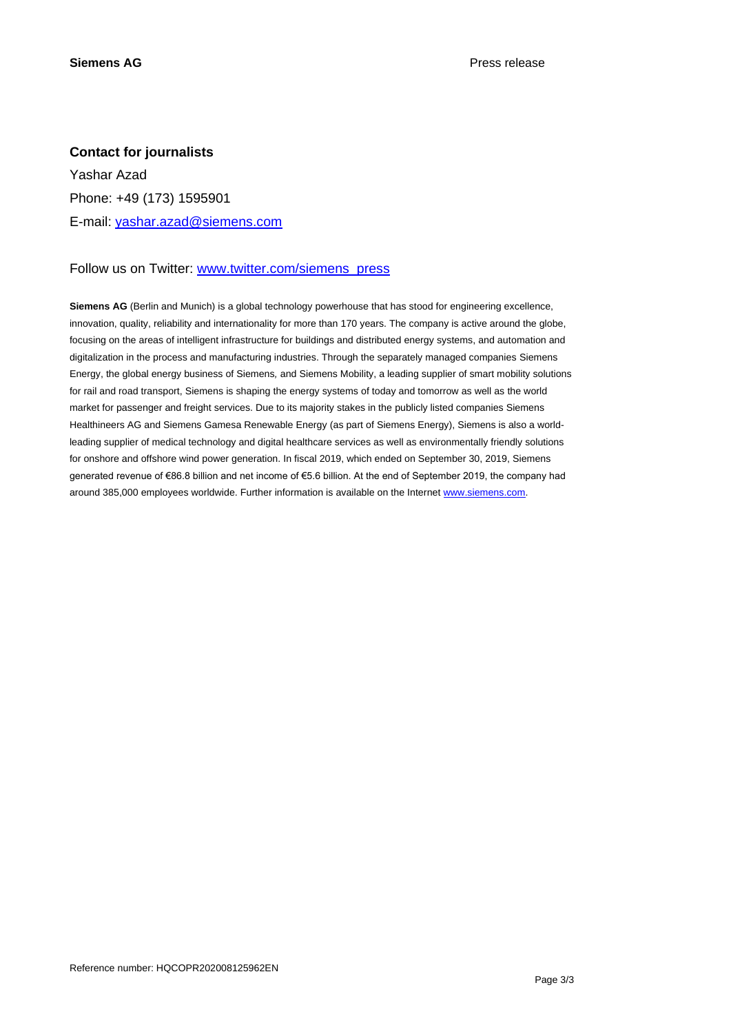**Contact for journalists**

Yashar Azad

Phone: +49 (173) 1595901

E-mail: yashar.azad@siemens.com

Follow us on Twitter: www.twitter.com/siemens_press

**Siemens AG** (Berlin and Munich) is a global technology powerhouse that has stood for engineering excellence, innovation, quality, reliability and internationality for more than 170 years. The company is active around the globe, focusing on the areas of intelligent infrastructure for buildings and distributed energy systems, and automation and digitalization in the process and manufacturing industries. Through the separately managed companies Siemens Energy, the global energy business of Siemens, and Siemens Mobility, a leading supplier of smart mobility solutions for rail and road transport, Siemens is shaping the energy systems of today and tomorrow as well as the world market for passenger and freight services. Due to its majority stakes in the publicly listed companies Siemens Healthineers AG and Siemens Gamesa Renewable Energy (as part of Siemens Energy), Siemens is also a world-leading supplier of medical technology and digital healthcare services as well as environmentally friendly solutions for onshore and offshore wind power generation. In fiscal 2019, which ended on September 30, 2019, Siemens generated revenue of €86.8 billion and net income of €5.6 billion. At the end of September 2019, the company had around 385,000 employees worldwide. Further information is available on the Internet www.siemens.com.

Reference number: HQCOPR202008125962EN